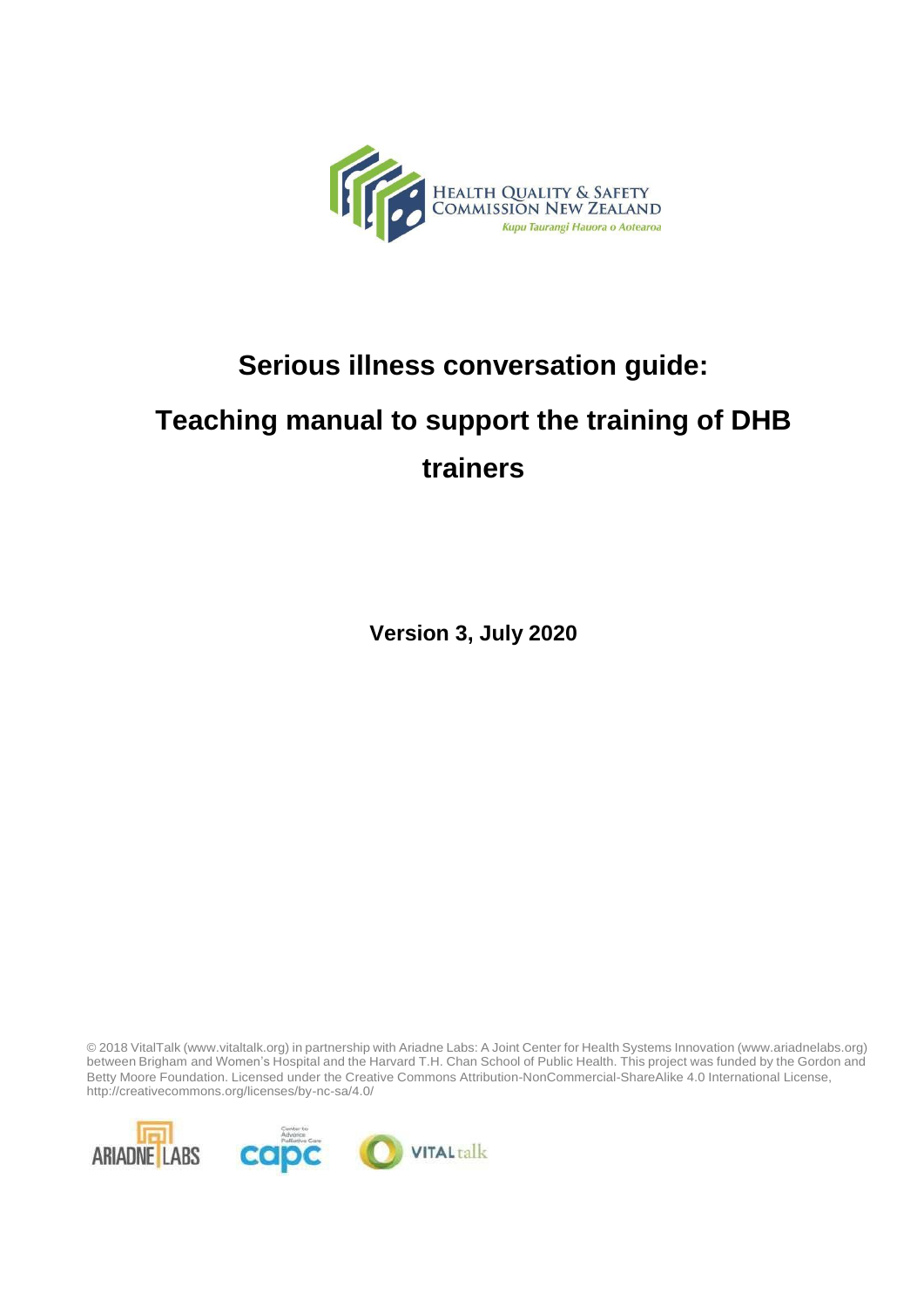HEALTH QUALITY & SAFETY COMMISSION NEW ZEALAND

*Kupu Taurangi Hauora o Aotearoa*

# Serious illness conversation guide:

# Teaching manual to support the training of DHB trainers

**Version 3, July 2020**

© 2018 VitalTalk (www.vitaltalk.org) in partnership with Ariadne Labs: A Joint Center for Health Systems Innovation (www.ariadnelabs.org) between Brigham and Women's Hospital and the Harvard T.H. Chan School of Public Health. This project was funded by the Gordon and Betty Moore Foundation. Licensed under the Creative Commons Attribution-NonCommercial-ShareAlike 4.0 International License, http://creativecommons.org/licenses/by-nc-sa/4.0/

ARIADNE LABS capc VITALtalk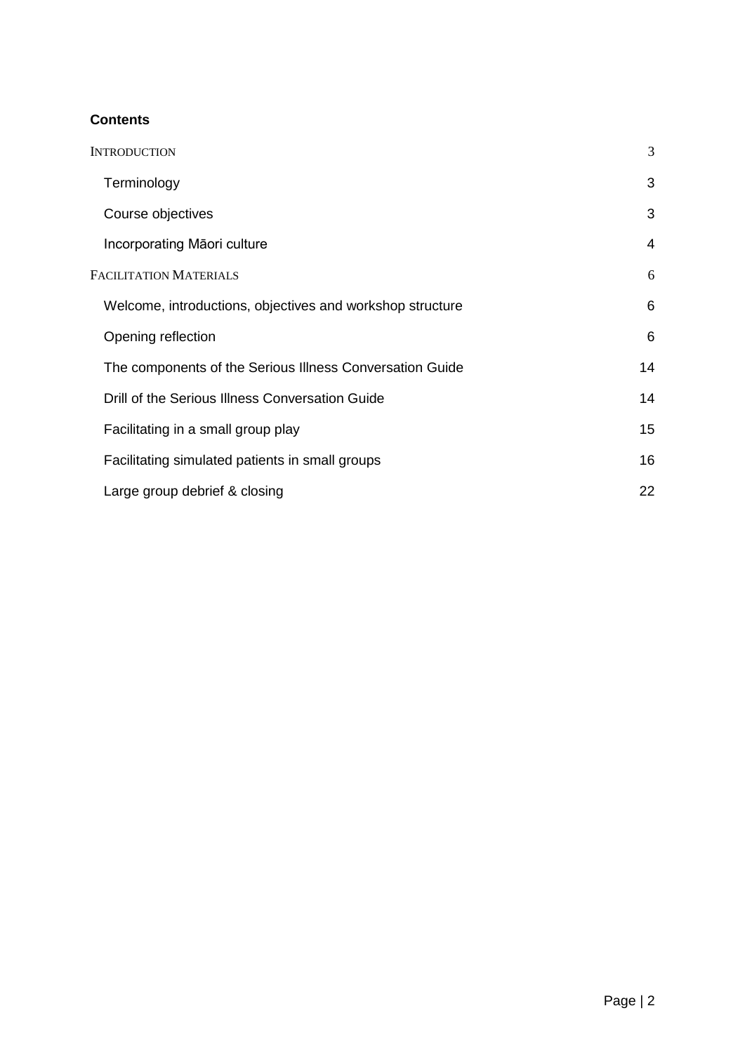## Contents

| | |
|---|---|
| INTRODUCTION | 3 |
| Terminology | 3 |
| Course objectives | 3 |
| Incorporating Māori culture | 4 |
| FACILITATION MATERIALS | 6 |
| Welcome, introductions, objectives and workshop structure | 6 |
| Opening reflection | 6 |
| The components of the Serious Illness Conversation Guide | 14 |
| Drill of the Serious Illness Conversation Guide | 14 |
| Facilitating in a small group play | 15 |
| Facilitating simulated patients in small groups | 16 |
| Large group debrief & closing | 22 |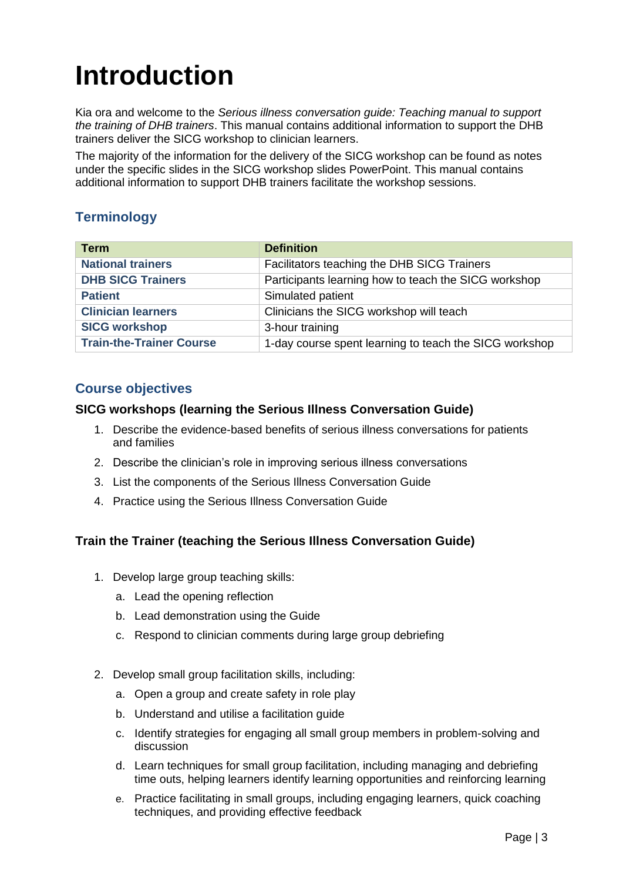# Introduction

Kia ora and welcome to the *Serious illness conversation guide: Teaching manual to support the training of DHB trainers*. This manual contains additional information to support the DHB trainers deliver the SICG workshop to clinician learners.

The majority of the information for the delivery of the SICG workshop can be found as notes under the specific slides in the SICG workshop slides PowerPoint. This manual contains additional information to support DHB trainers facilitate the workshop sessions.

## Terminology

| Term | Definition |
|---|---|
| **National trainers** | Facilitators teaching the DHB SICG Trainers |
| **DHB SICG Trainers** | Participants learning how to teach the SICG workshop |
| **Patient** | Simulated patient |
| **Clinician learners** | Clinicians the SICG workshop will teach |
| **SICG workshop** | 3-hour training |
| **Train-the-Trainer Course** | 1-day course spent learning to teach the SICG workshop |

## Course objectives

### SICG workshops (learning the Serious Illness Conversation Guide)

1. Describe the evidence-based benefits of serious illness conversations for patients and families
2. Describe the clinician's role in improving serious illness conversations
3. List the components of the Serious Illness Conversation Guide
4. Practice using the Serious Illness Conversation Guide

### Train the Trainer (teaching the Serious Illness Conversation Guide)

1. Develop large group teaching skills:
   a. Lead the opening reflection
   b. Lead demonstration using the Guide
   c. Respond to clinician comments during large group debriefing
2. Develop small group facilitation skills, including:
   a. Open a group and create safety in role play
   b. Understand and utilise a facilitation guide
   c. Identify strategies for engaging all small group members in problem-solving and discussion
   d. Learn techniques for small group facilitation, including managing and debriefing time outs, helping learners identify learning opportunities and reinforcing learning
   e. Practice facilitating in small groups, including engaging learners, quick coaching techniques, and providing effective feedback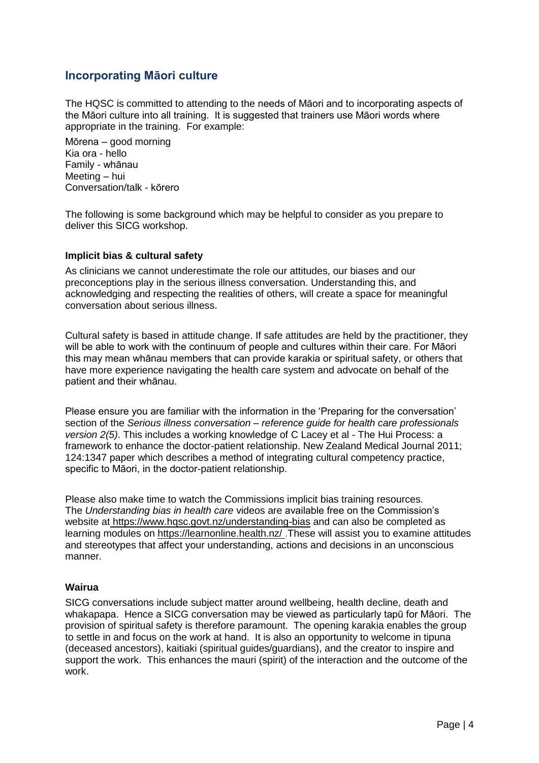## Incorporating Māori culture

The HQSC is committed to attending to the needs of Māori and to incorporating aspects of the Māori culture into all training. It is suggested that trainers use Māori words where appropriate in the training. For example:

Mōrena – good morning
Kia ora - hello
Family - whānau
Meeting – hui
Conversation/talk - kōrero

The following is some background which may be helpful to consider as you prepare to deliver this SICG workshop.

### Implicit bias & cultural safety

As clinicians we cannot underestimate the role our attitudes, our biases and our preconceptions play in the serious illness conversation. Understanding this, and acknowledging and respecting the realities of others, will create a space for meaningful conversation about serious illness.

Cultural safety is based in attitude change. If safe attitudes are held by the practitioner, they will be able to work with the continuum of people and cultures within their care. For Māori this may mean whānau members that can provide karakia or spiritual safety, or others that have more experience navigating the health care system and advocate on behalf of the patient and their whānau.

Please ensure you are familiar with the information in the 'Preparing for the conversation' section of the *Serious illness conversation – reference guide for health care professionals version 2(5)*. This includes a working knowledge of C Lacey et al - The Hui Process: a framework to enhance the doctor-patient relationship. New Zealand Medical Journal 2011; 124:1347 paper which describes a method of integrating cultural competency practice, specific to Māori, in the doctor-patient relationship.

Please also make time to watch the Commissions implicit bias training resources. The *Understanding bias in health care* videos are available free on the Commission's website at https://www.hqsc.govt.nz/understanding-bias and can also be completed as learning modules on https://learnonline.health.nz/ .These will assist you to examine attitudes and stereotypes that affect your understanding, actions and decisions in an unconscious manner.

### Wairua

SICG conversations include subject matter around wellbeing, health decline, death and whakapapa. Hence a SICG conversation may be viewed as particularly tapū for Māori. The provision of spiritual safety is therefore paramount. The opening karakia enables the group to settle in and focus on the work at hand. It is also an opportunity to welcome in tipuna (deceased ancestors), kaitiaki (spiritual guides/guardians), and the creator to inspire and support the work. This enhances the mauri (spirit) of the interaction and the outcome of the work.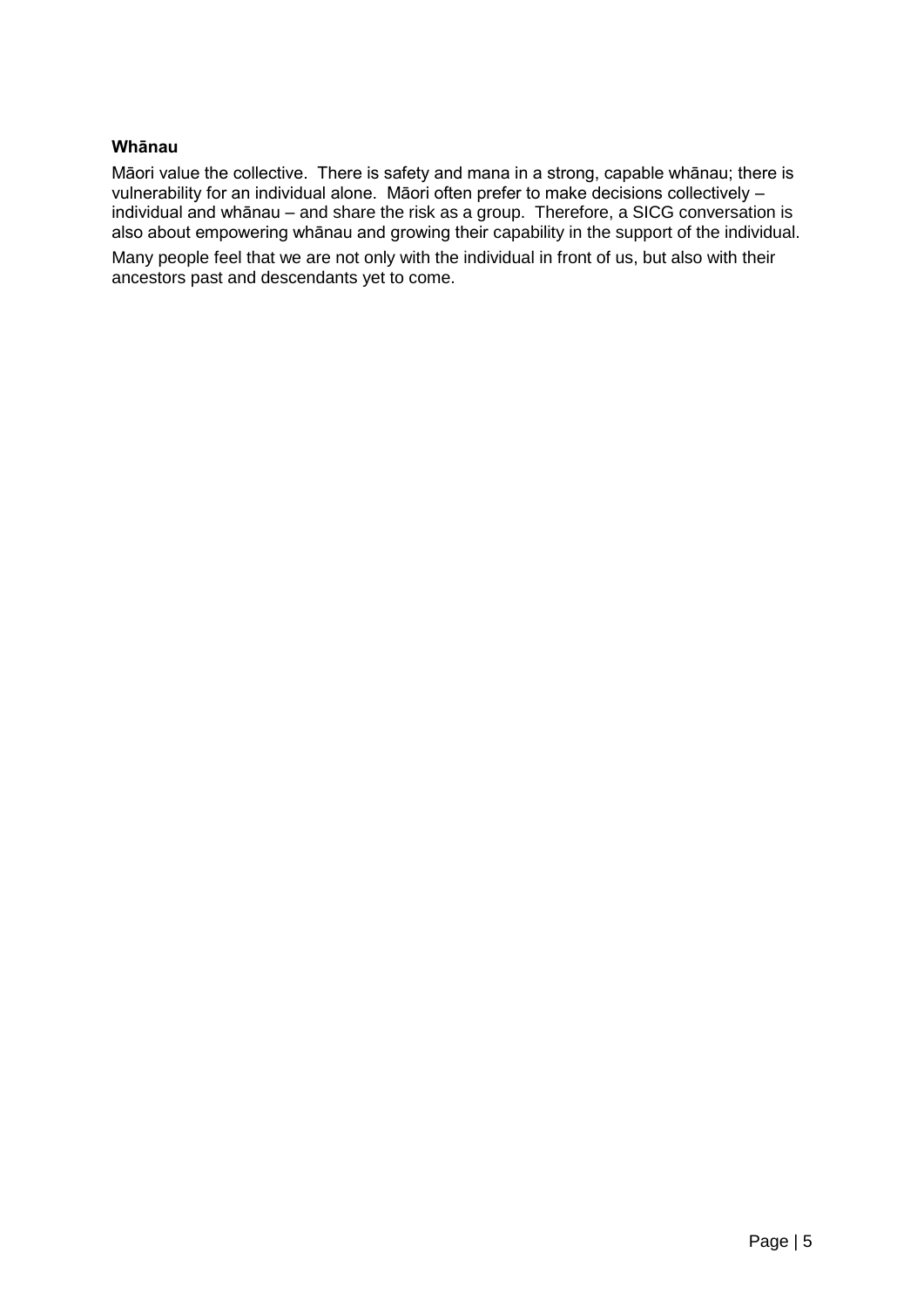**Whānau**

Māori value the collective. There is safety and mana in a strong, capable whānau; there is vulnerability for an individual alone. Māori often prefer to make decisions collectively – individual and whānau – and share the risk as a group. Therefore, a SICG conversation is also about empowering whānau and growing their capability in the support of the individual.

Many people feel that we are not only with the individual in front of us, but also with their ancestors past and descendants yet to come.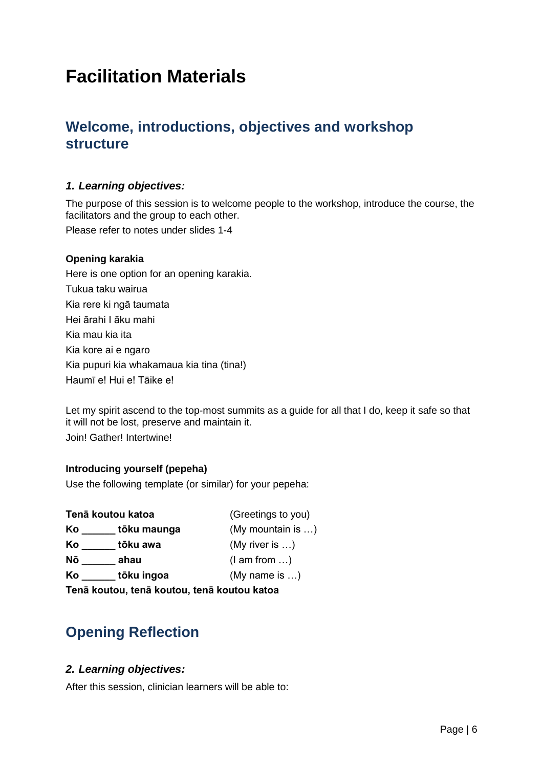# Facilitation Materials

## Welcome, introductions, objectives and workshop structure

### *1. Learning objectives:*

The purpose of this session is to welcome people to the workshop, introduce the course, the facilitators and the group to each other.

Please refer to notes under slides 1-4

**Opening karakia**

Here is one option for an opening karakia.

Tukua taku wairua

Kia rere ki ngā taumata

Hei ārahi I āku mahi

Kia mau kia ita

Kia kore ai e ngaro

Kia pupuri kia whakamaua kia tina (tina!)

Haumī e! Hui e! Tāike e!

Let my spirit ascend to the top-most summits as a guide for all that I do, keep it safe so that it will not be lost, preserve and maintain it.

Join! Gather! Intertwine!

**Introducing yourself (pepeha)**

Use the following template (or similar) for your pepeha:

| | |
|---|---|
| **Tenā koutou katoa** | (Greetings to you) |
| **Ko ______ tōku maunga** | (My mountain is …) |
| **Ko ______ tōku awa** | (My river is …) |
| **Nō ______ ahau** | (I am from …) |
| **Ko ______ tōku ingoa** | (My name is …) |

**Tenā koutou, tenā koutou, tenā koutou katoa**

## Opening Reflection

### *2. Learning objectives:*

After this session, clinician learners will be able to: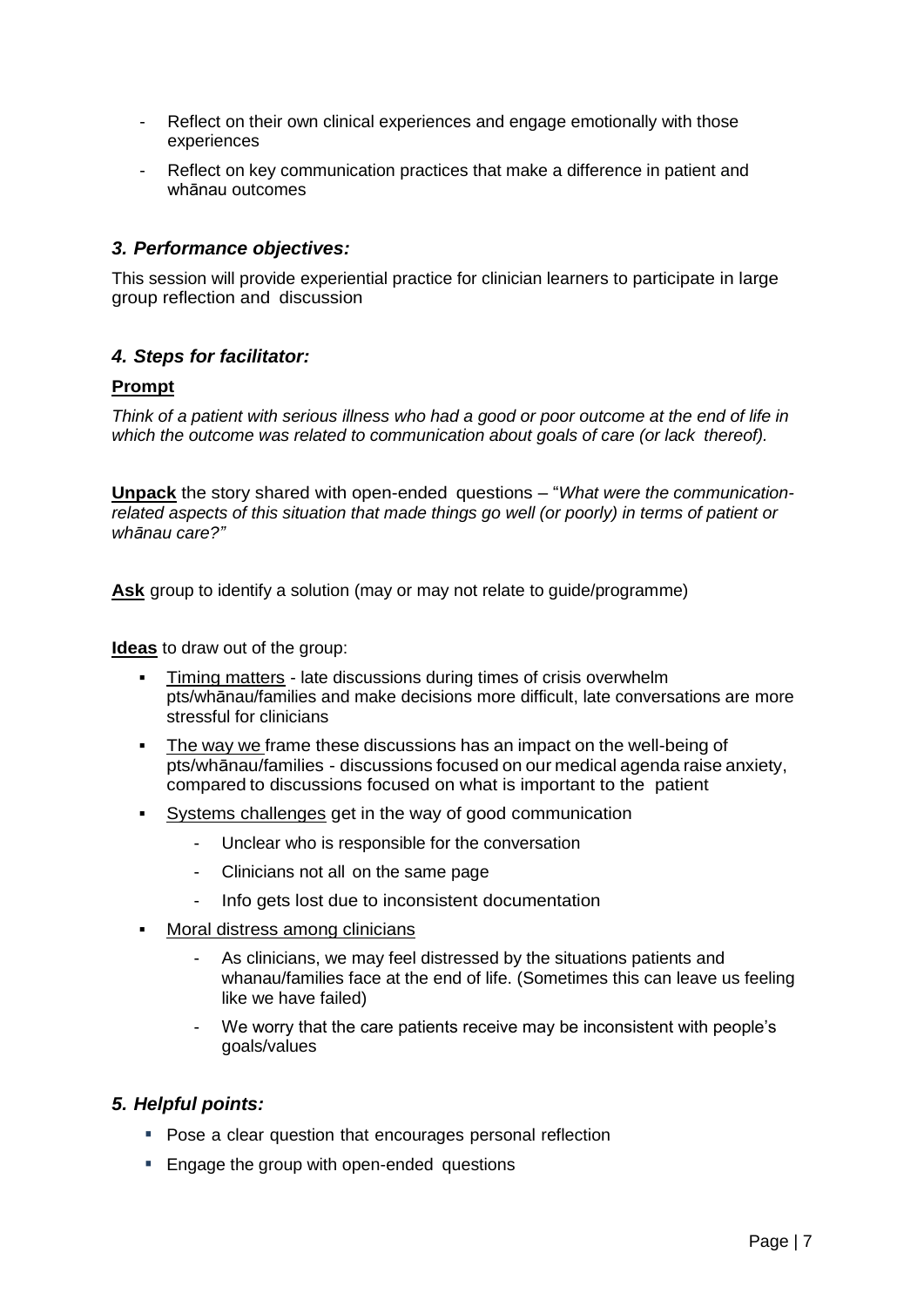- Reflect on their own clinical experiences and engage emotionally with those experiences
- Reflect on key communication practices that make a difference in patient and whānau outcomes

### *3. Performance objectives:*

This session will provide experiential practice for clinician learners to participate in large group reflection and discussion

### *4. Steps for facilitator:*

**Prompt**

*Think of a patient with serious illness who had a good or poor outcome at the end of life in which the outcome was related to communication about goals of care (or lack thereof).*

**Unpack** the story shared with open-ended questions – "*What were the communication-related aspects of this situation that made things go well (or poorly) in terms of patient or whānau care?"*

**Ask** group to identify a solution (may or may not relate to guide/programme)

**Ideas** to draw out of the group:

- Timing matters - late discussions during times of crisis overwhelm pts/whānau/families and make decisions more difficult, late conversations are more stressful for clinicians
- The way we frame these discussions has an impact on the well-being of pts/whānau/families - discussions focused on our medical agenda raise anxiety, compared to discussions focused on what is important to the patient
- Systems challenges get in the way of good communication
  - Unclear who is responsible for the conversation
  - Clinicians not all on the same page
  - Info gets lost due to inconsistent documentation
- Moral distress among clinicians
  - As clinicians, we may feel distressed by the situations patients and whanau/families face at the end of life. (Sometimes this can leave us feeling like we have failed)
  - We worry that the care patients receive may be inconsistent with people's goals/values

### *5. Helpful points:*

- Pose a clear question that encourages personal reflection
- Engage the group with open-ended questions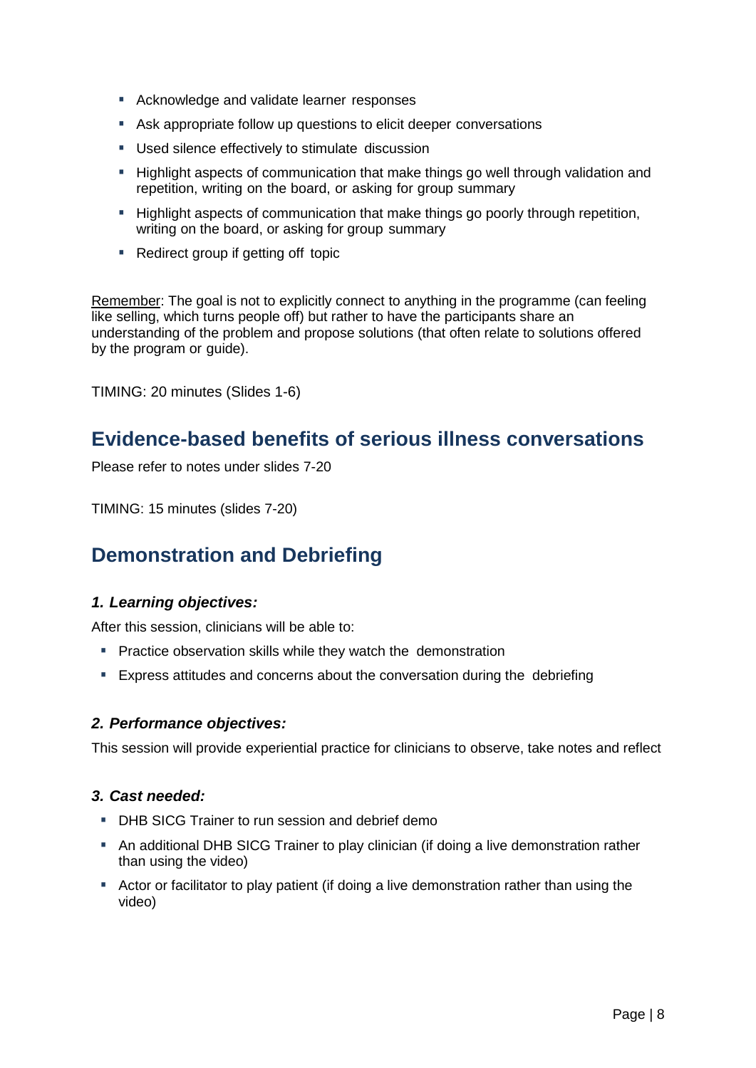- Acknowledge and validate learner responses
- Ask appropriate follow up questions to elicit deeper conversations
- Used silence effectively to stimulate discussion
- Highlight aspects of communication that make things go well through validation and repetition, writing on the board, or asking for group summary
- Highlight aspects of communication that make things go poorly through repetition, writing on the board, or asking for group summary
- Redirect group if getting off topic

Remember: The goal is not to explicitly connect to anything in the programme (can feeling like selling, which turns people off) but rather to have the participants share an understanding of the problem and propose solutions (that often relate to solutions offered by the program or guide).

TIMING: 20 minutes (Slides 1-6)

## Evidence-based benefits of serious illness conversations

Please refer to notes under slides 7-20

TIMING: 15 minutes (slides 7-20)

## Demonstration and Debriefing

### *1. Learning objectives:*

After this session, clinicians will be able to:

- Practice observation skills while they watch the demonstration
- Express attitudes and concerns about the conversation during the debriefing

### *2. Performance objectives:*

This session will provide experiential practice for clinicians to observe, take notes and reflect

### *3. Cast needed:*

- DHB SICG Trainer to run session and debrief demo
- An additional DHB SICG Trainer to play clinician (if doing a live demonstration rather than using the video)
- Actor or facilitator to play patient (if doing a live demonstration rather than using the video)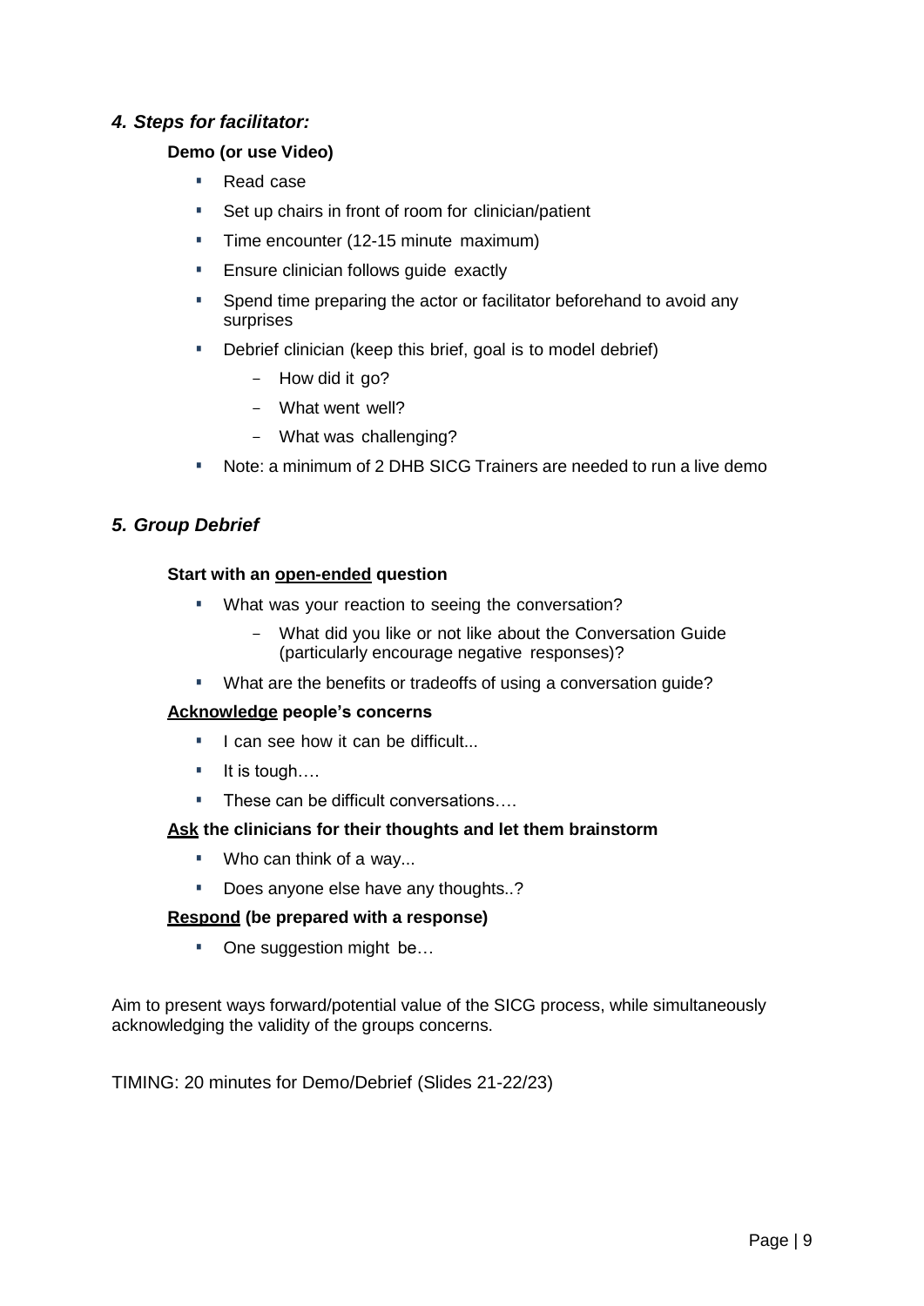### *4. Steps for facilitator:*

**Demo (or use Video)**

- Read case
- Set up chairs in front of room for clinician/patient
- Time encounter (12-15 minute maximum)
- Ensure clinician follows guide exactly
- Spend time preparing the actor or facilitator beforehand to avoid any surprises
- Debrief clinician (keep this brief, goal is to model debrief)
  - How did it go?
  - What went well?
  - What was challenging?
- Note: a minimum of 2 DHB SICG Trainers are needed to run a live demo

### *5. Group Debrief*

**Start with an <u>open-ended</u> question**

- What was your reaction to seeing the conversation?
  - What did you like or not like about the Conversation Guide (particularly encourage negative responses)?
- What are the benefits or tradeoffs of using a conversation guide?

**<u>Acknowledge</u> people's concerns**

- I can see how it can be difficult...
- It is tough….
- These can be difficult conversations….

**<u>Ask</u> the clinicians for their thoughts and let them brainstorm**

- Who can think of a way...
- Does anyone else have any thoughts..?

**<u>Respond</u> (be prepared with a response)**

- One suggestion might be…

Aim to present ways forward/potential value of the SICG process, while simultaneously acknowledging the validity of the groups concerns.

TIMING: 20 minutes for Demo/Debrief (Slides 21-22/23)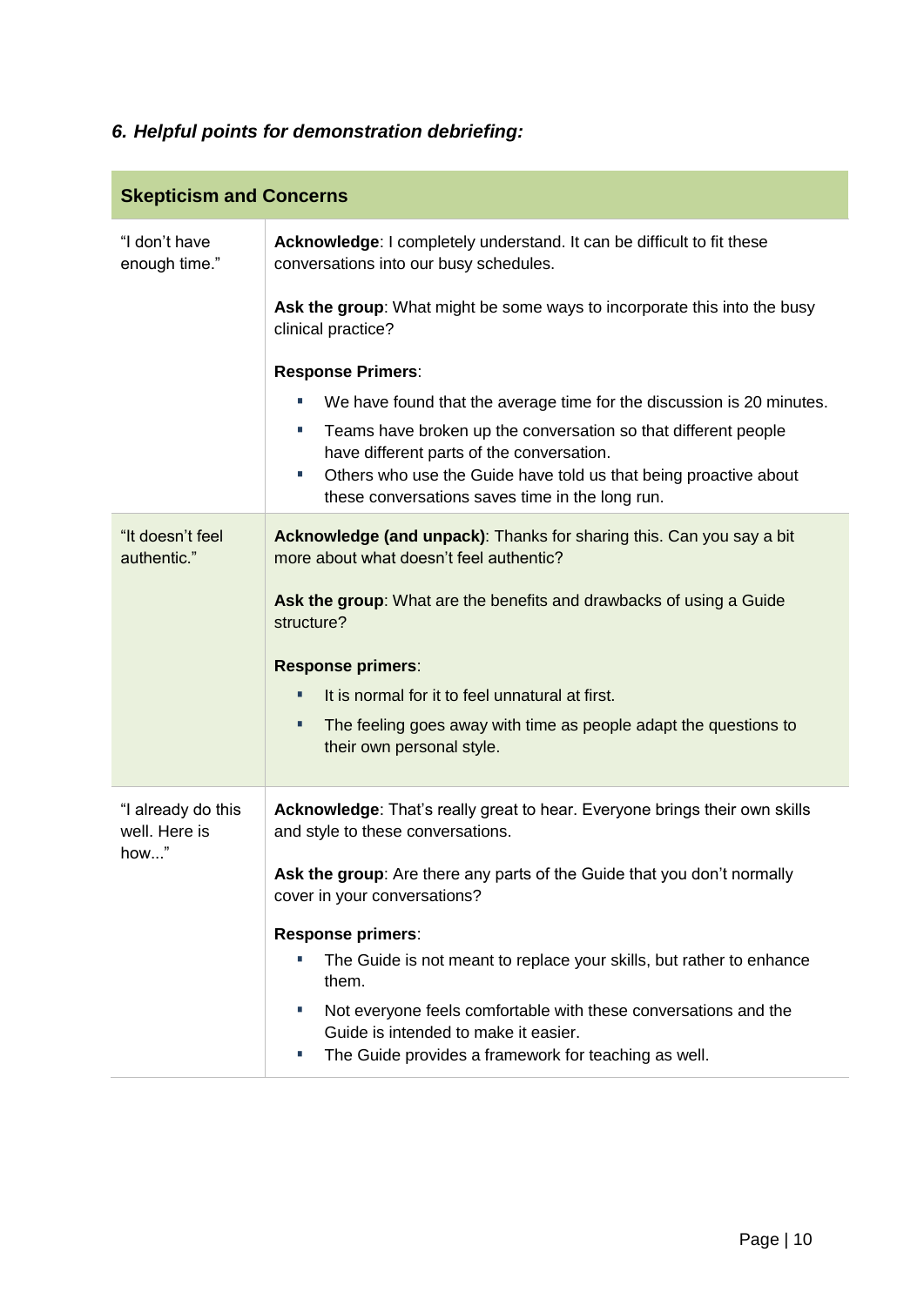### *6. Helpful points for demonstration debriefing:*

| Skepticism and Concerns | |
|---|---|
| "I don't have enough time." | **Acknowledge**: I completely understand. It can be difficult to fit these conversations into our busy schedules.<br><br>**Ask the group**: What might be some ways to incorporate this into the busy clinical practice?<br><br>**Response Primers**:<br>• We have found that the average time for the discussion is 20 minutes.<br>• Teams have broken up the conversation so that different people have different parts of the conversation.<br>• Others who use the Guide have told us that being proactive about these conversations saves time in the long run. |
| "It doesn't feel authentic." | **Acknowledge (and unpack)**: Thanks for sharing this. Can you say a bit more about what doesn't feel authentic?<br><br>**Ask the group**: What are the benefits and drawbacks of using a Guide structure?<br><br>**Response primers**:<br>• It is normal for it to feel unnatural at first.<br>• The feeling goes away with time as people adapt the questions to their own personal style. |
| "I already do this well. Here is how..." | **Acknowledge**: That's really great to hear. Everyone brings their own skills and style to these conversations.<br><br>**Ask the group**: Are there any parts of the Guide that you don't normally cover in your conversations?<br><br>**Response primers**:<br>• The Guide is not meant to replace your skills, but rather to enhance them.<br>• Not everyone feels comfortable with these conversations and the Guide is intended to make it easier.<br>• The Guide provides a framework for teaching as well. |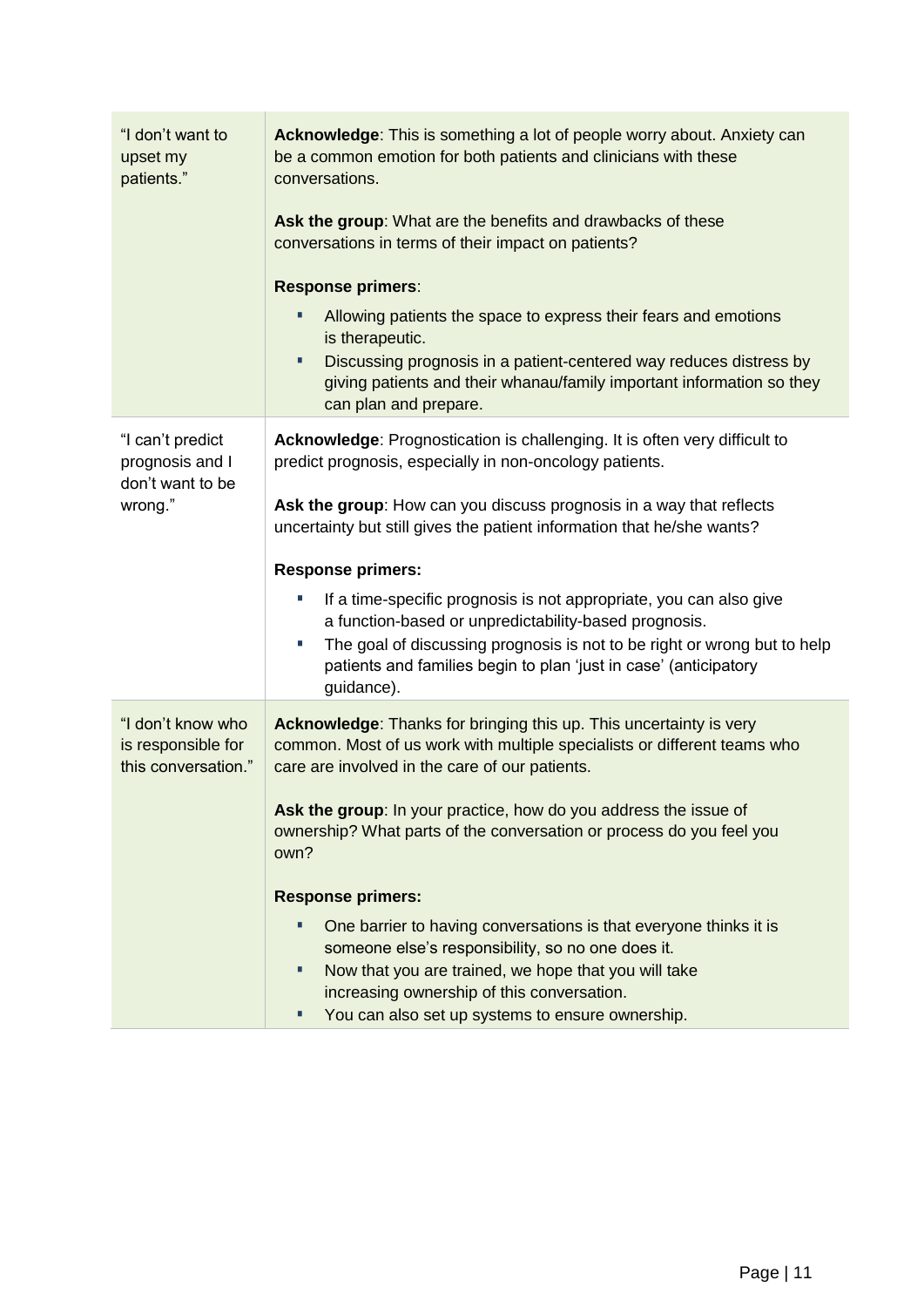| | |
|---|---|
| "I don't want to upset my patients." | **Acknowledge**: This is something a lot of people worry about. Anxiety can be a common emotion for both patients and clinicians with these conversations.<br><br>**Ask the group**: What are the benefits and drawbacks of these conversations in terms of their impact on patients?<br><br>**Response primers**:<br>▪ Allowing patients the space to express their fears and emotions is therapeutic.<br>▪ Discussing prognosis in a patient-centered way reduces distress by giving patients and their whanau/family important information so they can plan and prepare. |
| "I can't predict prognosis and I don't want to be wrong." | **Acknowledge**: Prognostication is challenging. It is often very difficult to predict prognosis, especially in non-oncology patients.<br><br>**Ask the group**: How can you discuss prognosis in a way that reflects uncertainty but still gives the patient information that he/she wants?<br><br>**Response primers:**<br>▪ If a time-specific prognosis is not appropriate, you can also give a function-based or unpredictability-based prognosis.<br>▪ The goal of discussing prognosis is not to be right or wrong but to help patients and families begin to plan 'just in case' (anticipatory guidance). |
| "I don't know who is responsible for this conversation." | **Acknowledge**: Thanks for bringing this up. This uncertainty is very common. Most of us work with multiple specialists or different teams who care are involved in the care of our patients.<br><br>**Ask the group**: In your practice, how do you address the issue of ownership? What parts of the conversation or process do you feel you own?<br><br>**Response primers:**<br>▪ One barrier to having conversations is that everyone thinks it is someone else's responsibility, so no one does it.<br>▪ Now that you are trained, we hope that you will take increasing ownership of this conversation.<br>▪ You can also set up systems to ensure ownership. |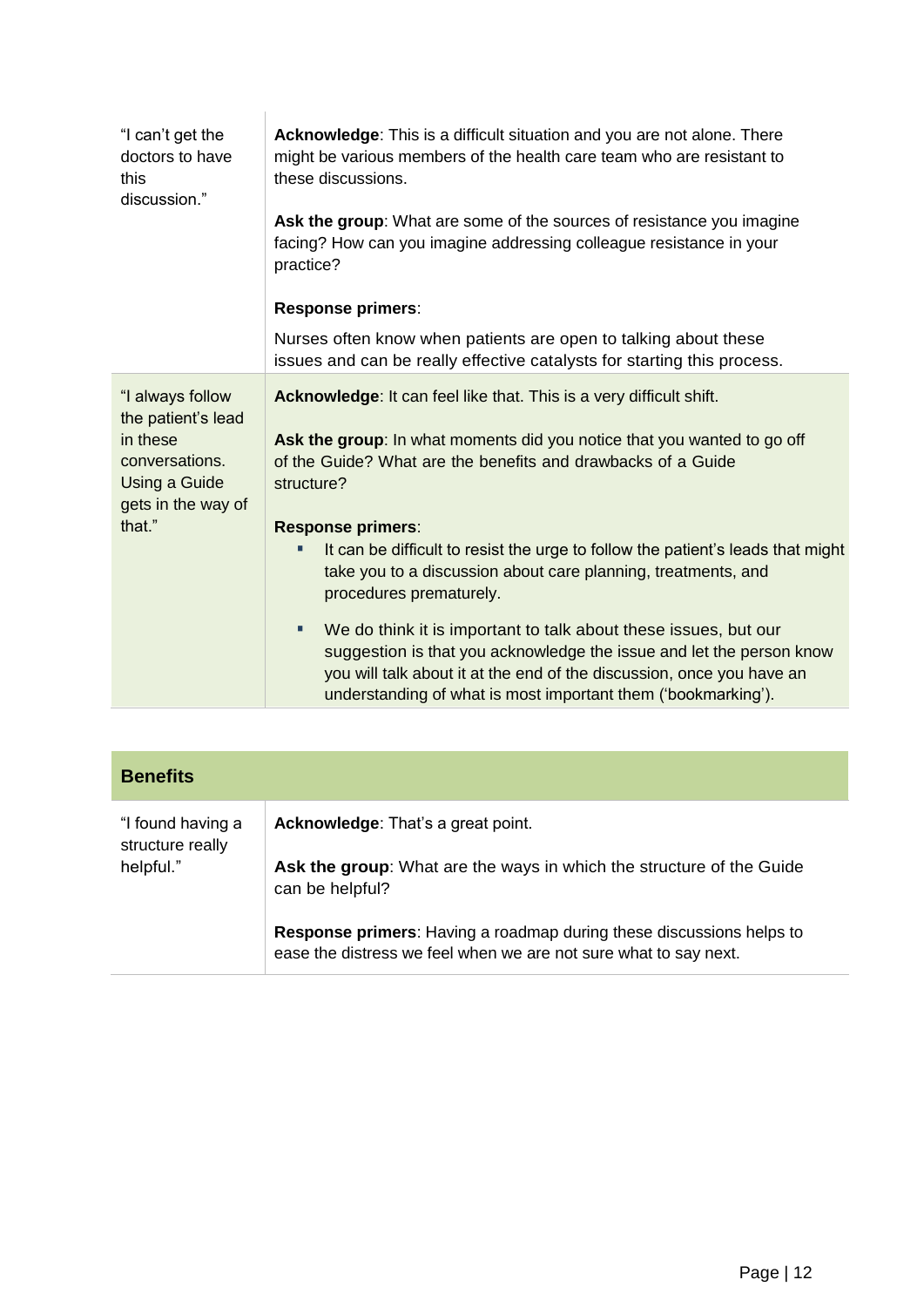| | |
|---|---|
| "I can't get the doctors to have this discussion." | **Acknowledge**: This is a difficult situation and you are not alone. There might be various members of the health care team who are resistant to these discussions.<br><br>**Ask the group**: What are some of the sources of resistance you imagine facing? How can you imagine addressing colleague resistance in your practice?<br><br>**Response primers**:<br><br>Nurses often know when patients are open to talking about these issues and can be really effective catalysts for starting this process. |
| "I always follow the patient's lead in these conversations. Using a Guide gets in the way of that." | **Acknowledge**: It can feel like that. This is a very difficult shift.<br><br>**Ask the group**: In what moments did you notice that you wanted to go off of the Guide? What are the benefits and drawbacks of a Guide structure?<br><br>**Response primers**:<br>- It can be difficult to resist the urge to follow the patient's leads that might take you to a discussion about care planning, treatments, and procedures prematurely.<br>- We do think it is important to talk about these issues, but our suggestion is that you acknowledge the issue and let the person know you will talk about it at the end of the discussion, once you have an understanding of what is most important them ('bookmarking'). |

| **Benefits** | |
|---|---|
| "I found having a structure really helpful." | **Acknowledge**: That's a great point.<br><br>**Ask the group**: What are the ways in which the structure of the Guide can be helpful?<br><br>**Response primers**: Having a roadmap during these discussions helps to ease the distress we feel when we are not sure what to say next. |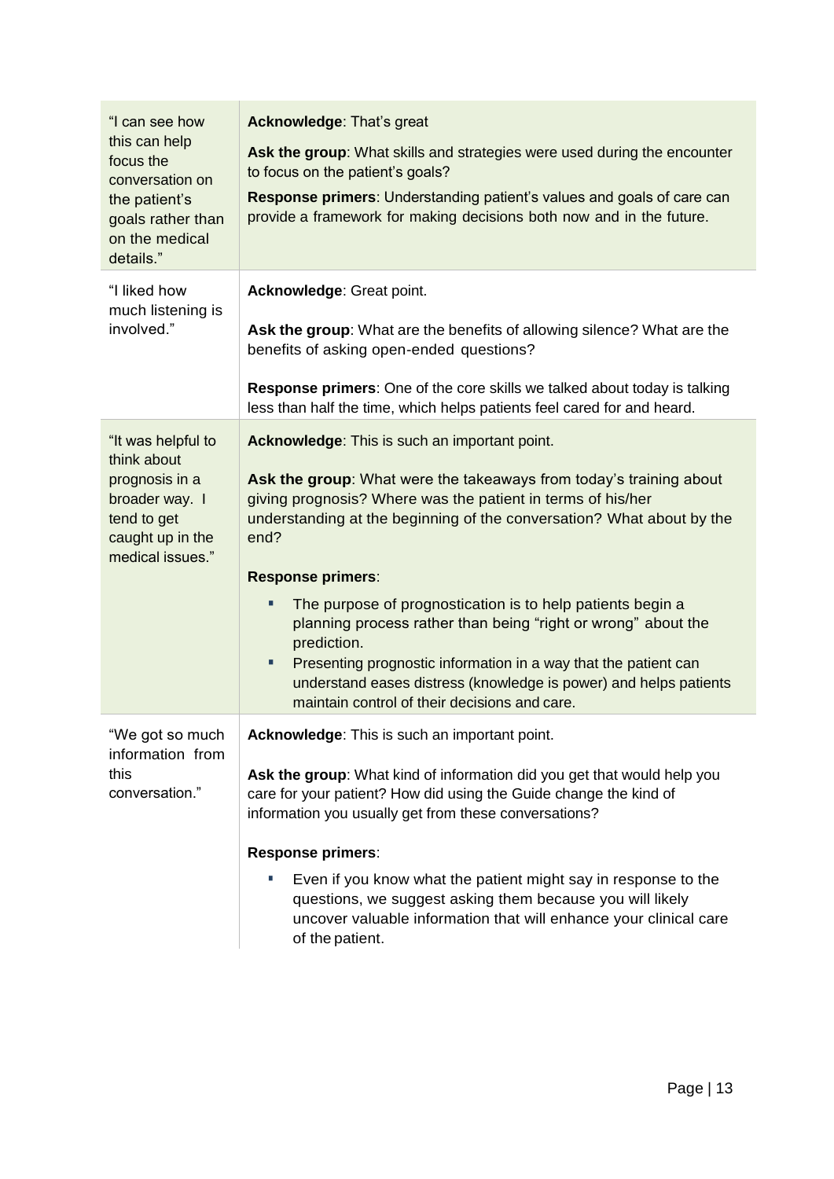| | |
|---|---|
| "I can see how this can help focus the conversation on the patient's goals rather than on the medical details." | **Acknowledge**: That's great<br><br>**Ask the group**: What skills and strategies were used during the encounter to focus on the patient's goals?<br><br>**Response primers**: Understanding patient's values and goals of care can provide a framework for making decisions both now and in the future. |
| "I liked how much listening is involved." | **Acknowledge**: Great point.<br><br>**Ask the group**: What are the benefits of allowing silence? What are the benefits of asking open-ended questions?<br><br>**Response primers**: One of the core skills we talked about today is talking less than half the time, which helps patients feel cared for and heard. |
| "It was helpful to think about prognosis in a broader way. I tend to get caught up in the medical issues." | **Acknowledge**: This is such an important point.<br><br>**Ask the group**: What were the takeaways from today's training about giving prognosis? Where was the patient in terms of his/her understanding at the beginning of the conversation? What about by the end?<br><br>**Response primers**:<br>- The purpose of prognostication is to help patients begin a planning process rather than being "right or wrong" about the prediction.<br>- Presenting prognostic information in a way that the patient can understand eases distress (knowledge is power) and helps patients maintain control of their decisions and care. |
| "We got so much information from this conversation." | **Acknowledge**: This is such an important point.<br><br>**Ask the group**: What kind of information did you get that would help you care for your patient? How did using the Guide change the kind of information you usually get from these conversations?<br><br>**Response primers**:<br>- Even if you know what the patient might say in response to the questions, we suggest asking them because you will likely uncover valuable information that will enhance your clinical care of the patient. |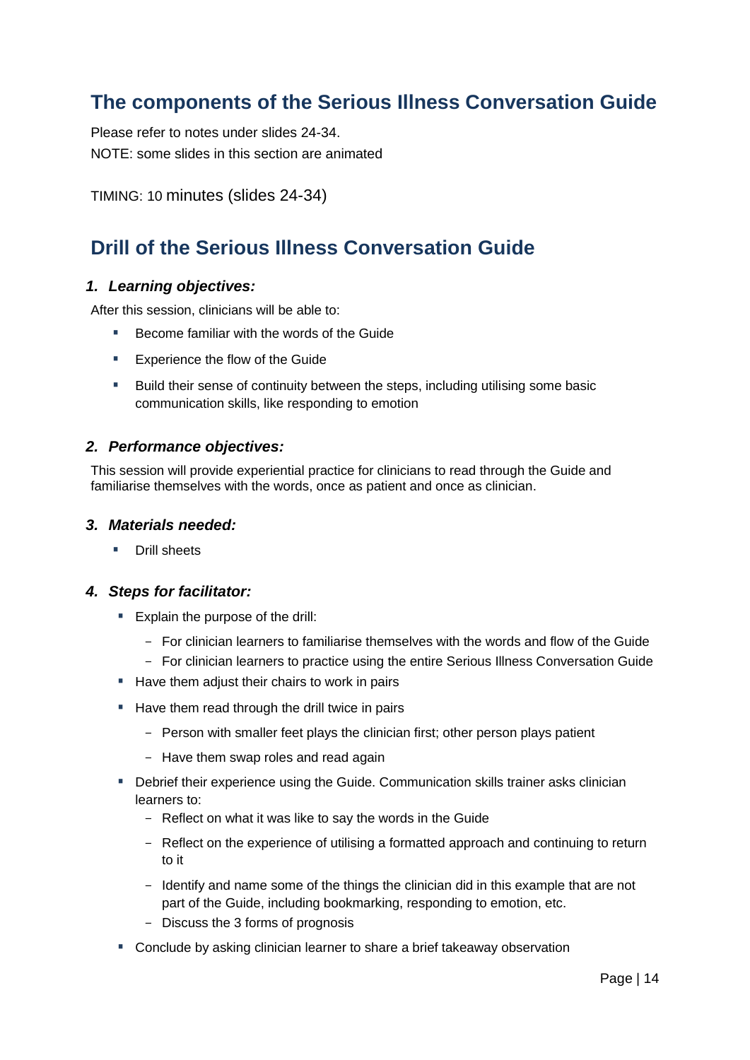## The components of the Serious Illness Conversation Guide

Please refer to notes under slides 24-34.

NOTE: some slides in this section are animated

TIMING: 10 minutes (slides 24-34)

## Drill of the Serious Illness Conversation Guide

### *1. Learning objectives:*

After this session, clinicians will be able to:

- Become familiar with the words of the Guide
- Experience the flow of the Guide
- Build their sense of continuity between the steps, including utilising some basic communication skills, like responding to emotion

### *2. Performance objectives:*

This session will provide experiential practice for clinicians to read through the Guide and familiarise themselves with the words, once as patient and once as clinician.

### *3. Materials needed:*

- Drill sheets

### *4. Steps for facilitator:*

- Explain the purpose of the drill:
  - For clinician learners to familiarise themselves with the words and flow of the Guide
  - For clinician learners to practice using the entire Serious Illness Conversation Guide
- Have them adjust their chairs to work in pairs
- Have them read through the drill twice in pairs
  - Person with smaller feet plays the clinician first; other person plays patient
  - Have them swap roles and read again
- Debrief their experience using the Guide. Communication skills trainer asks clinician learners to:
  - Reflect on what it was like to say the words in the Guide
  - Reflect on the experience of utilising a formatted approach and continuing to return to it
  - Identify and name some of the things the clinician did in this example that are not part of the Guide, including bookmarking, responding to emotion, etc.
  - Discuss the 3 forms of prognosis
- Conclude by asking clinician learner to share a brief takeaway observation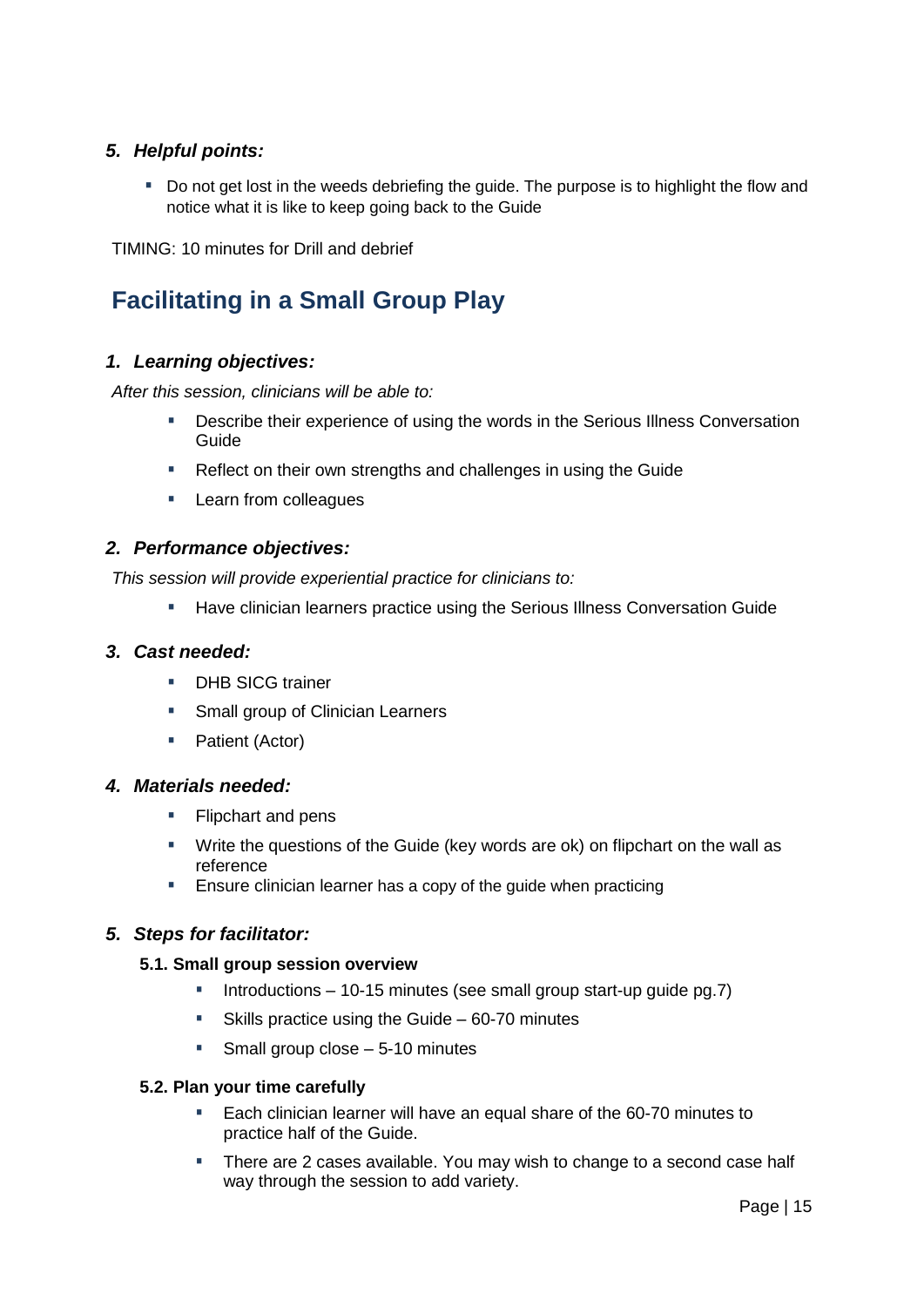### 5. Helpful points:

- Do not get lost in the weeds debriefing the guide. The purpose is to highlight the flow and notice what it is like to keep going back to the Guide

TIMING: 10 minutes for Drill and debrief

## Facilitating in a Small Group Play

### 1. Learning objectives:

*After this session, clinicians will be able to:*

- Describe their experience of using the words in the Serious Illness Conversation Guide
- Reflect on their own strengths and challenges in using the Guide
- Learn from colleagues

### 2. Performance objectives:

*This session will provide experiential practice for clinicians to:*

- Have clinician learners practice using the Serious Illness Conversation Guide

### 3. Cast needed:

- DHB SICG trainer
- Small group of Clinician Learners
- Patient (Actor)

### 4. Materials needed:

- Flipchart and pens
- Write the questions of the Guide (key words are ok) on flipchart on the wall as reference
- Ensure clinician learner has a copy of the guide when practicing

### 5. Steps for facilitator:

#### 5.1. Small group session overview

- Introductions – 10-15 minutes (see small group start-up guide pg.7)
- Skills practice using the Guide – 60-70 minutes
- Small group close – 5-10 minutes

#### 5.2. Plan your time carefully

- Each clinician learner will have an equal share of the 60-70 minutes to practice half of the Guide.
- There are 2 cases available. You may wish to change to a second case half way through the session to add variety.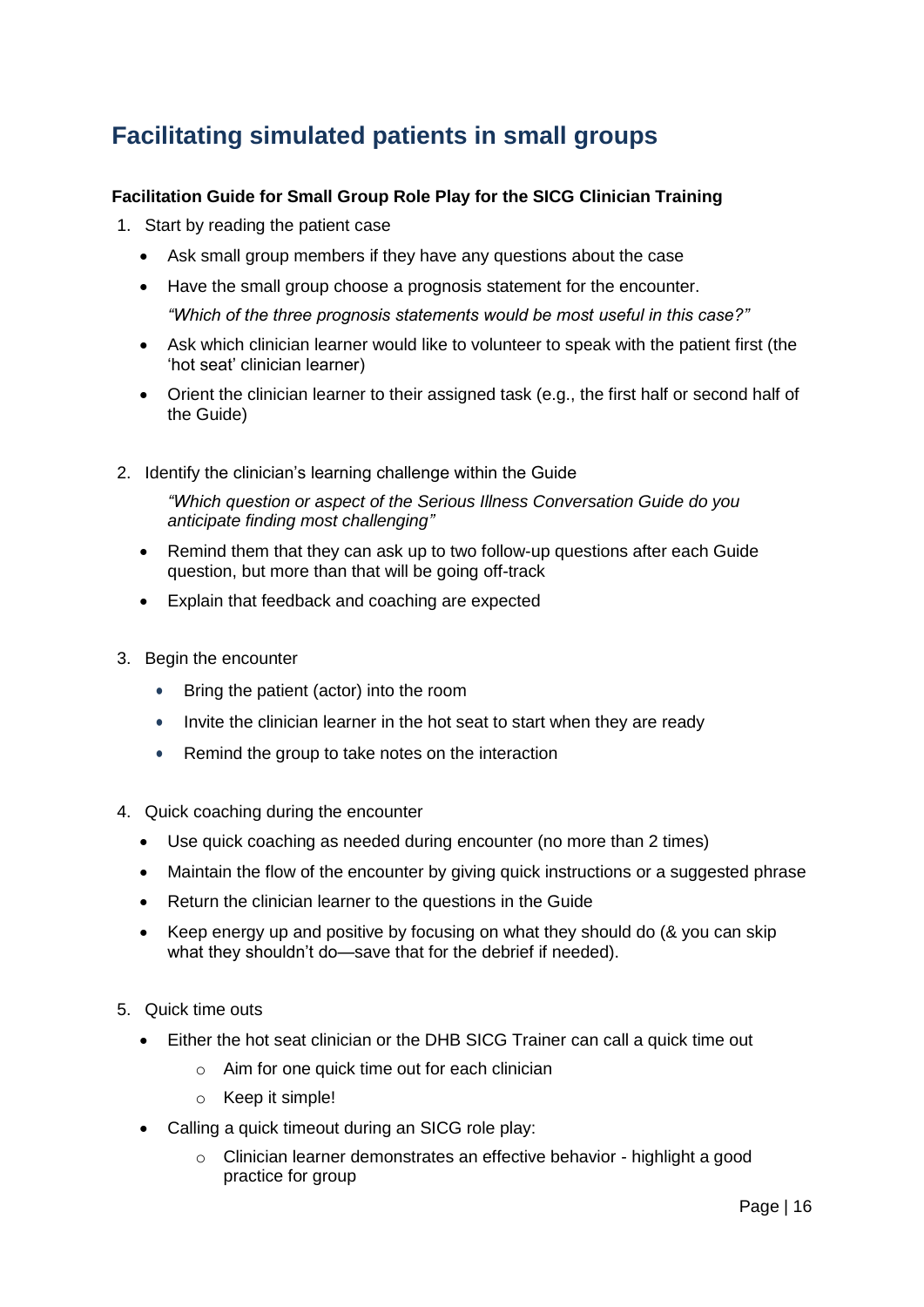## Facilitating simulated patients in small groups

**Facilitation Guide for Small Group Role Play for the SICG Clinician Training**

1. Start by reading the patient case
   - Ask small group members if they have any questions about the case
   - Have the small group choose a prognosis statement for the encounter.
     *"Which of the three prognosis statements would be most useful in this case?"*
   - Ask which clinician learner would like to volunteer to speak with the patient first (the 'hot seat' clinician learner)
   - Orient the clinician learner to their assigned task (e.g., the first half or second half of the Guide)

2. Identify the clinician's learning challenge within the Guide

   *"Which question or aspect of the Serious Illness Conversation Guide do you anticipate finding most challenging"*

   - Remind them that they can ask up to two follow-up questions after each Guide question, but more than that will be going off-track
   - Explain that feedback and coaching are expected

3. Begin the encounter
   - Bring the patient (actor) into the room
   - Invite the clinician learner in the hot seat to start when they are ready
   - Remind the group to take notes on the interaction

4. Quick coaching during the encounter
   - Use quick coaching as needed during encounter (no more than 2 times)
   - Maintain the flow of the encounter by giving quick instructions or a suggested phrase
   - Return the clinician learner to the questions in the Guide
   - Keep energy up and positive by focusing on what they should do (& you can skip what they shouldn't do—save that for the debrief if needed).

5. Quick time outs
   - Either the hot seat clinician or the DHB SICG Trainer can call a quick time out
     - Aim for one quick time out for each clinician
     - Keep it simple!
   - Calling a quick timeout during an SICG role play:
     - Clinician learner demonstrates an effective behavior - highlight a good practice for group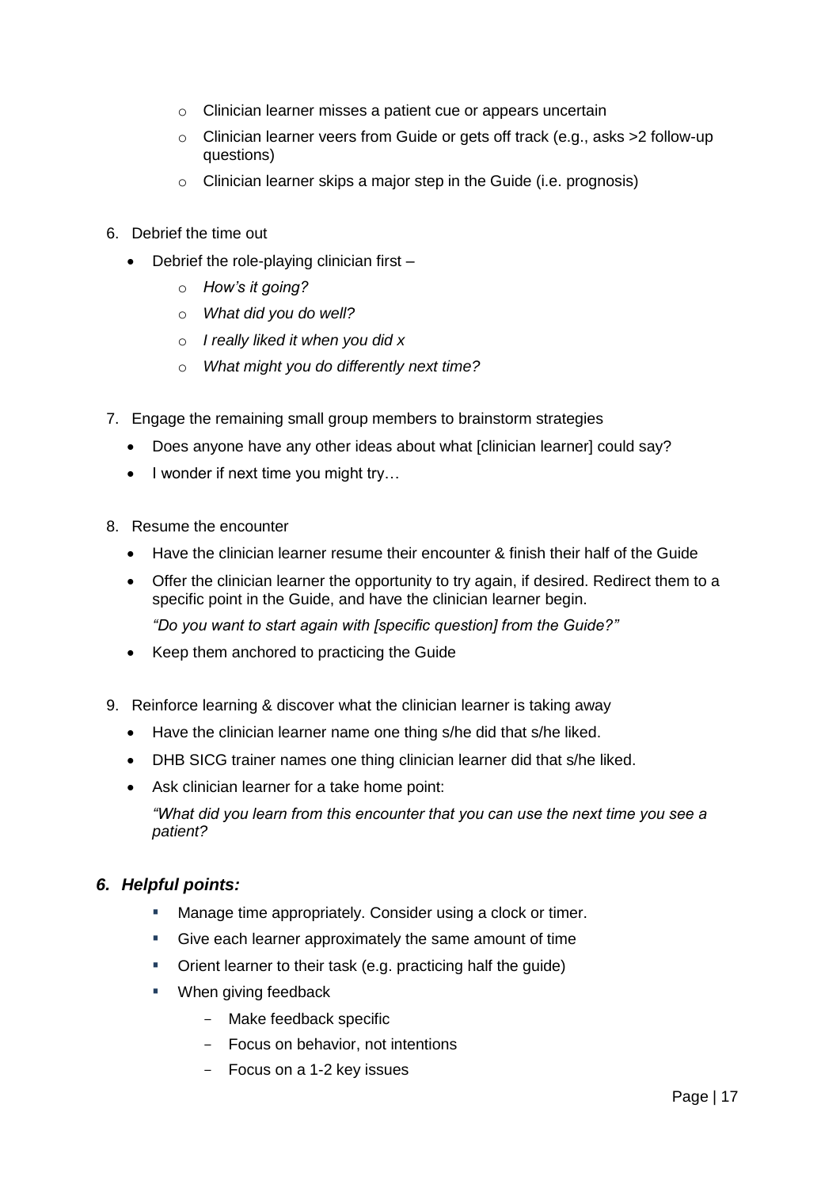- Clinician learner misses a patient cue or appears uncertain
    - Clinician learner veers from Guide or gets off track (e.g., asks >2 follow-up questions)
    - Clinician learner skips a major step in the Guide (i.e. prognosis)

6. Debrief the time out
    - Debrief the role-playing clinician first –
        - *How's it going?*
        - *What did you do well?*
        - *I really liked it when you did x*
        - *What might you do differently next time?*

7. Engage the remaining small group members to brainstorm strategies
    - Does anyone have any other ideas about what [clinician learner] could say?
    - I wonder if next time you might try…

8. Resume the encounter
    - Have the clinician learner resume their encounter & finish their half of the Guide
    - Offer the clinician learner the opportunity to try again, if desired. Redirect them to a specific point in the Guide, and have the clinician learner begin.

      *"Do you want to start again with [specific question] from the Guide?"*
    - Keep them anchored to practicing the Guide

9. Reinforce learning & discover what the clinician learner is taking away
    - Have the clinician learner name one thing s/he did that s/he liked.
    - DHB SICG trainer names one thing clinician learner did that s/he liked.
    - Ask clinician learner for a take home point:

      *"What did you learn from this encounter that you can use the next time you see a patient?*

### *6. Helpful points:*

- Manage time appropriately. Consider using a clock or timer.
- Give each learner approximately the same amount of time
- Orient learner to their task (e.g. practicing half the guide)
- When giving feedback
    - Make feedback specific
    - Focus on behavior, not intentions
    - Focus on a 1-2 key issues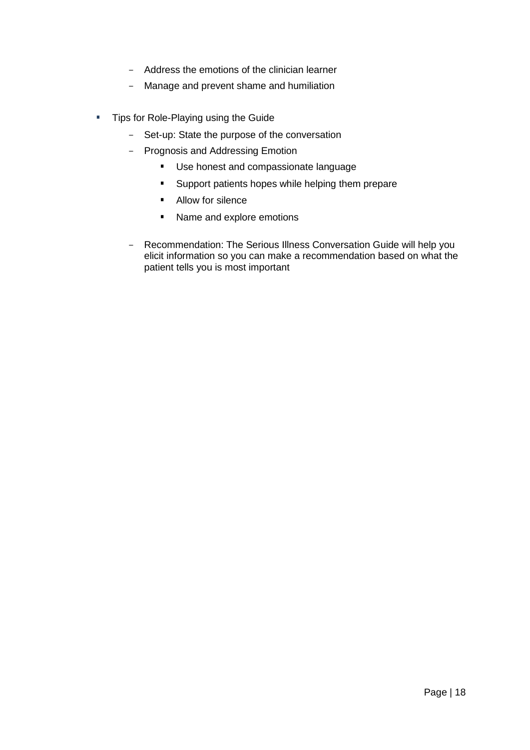- Address the emotions of the clinician learner
  - Manage and prevent shame and humiliation

- Tips for Role-Playing using the Guide
  - Set-up: State the purpose of the conversation
  - Prognosis and Addressing Emotion
    - Use honest and compassionate language
    - Support patients hopes while helping them prepare
    - Allow for silence
    - Name and explore emotions
  - Recommendation: The Serious Illness Conversation Guide will help you elicit information so you can make a recommendation based on what the patient tells you is most important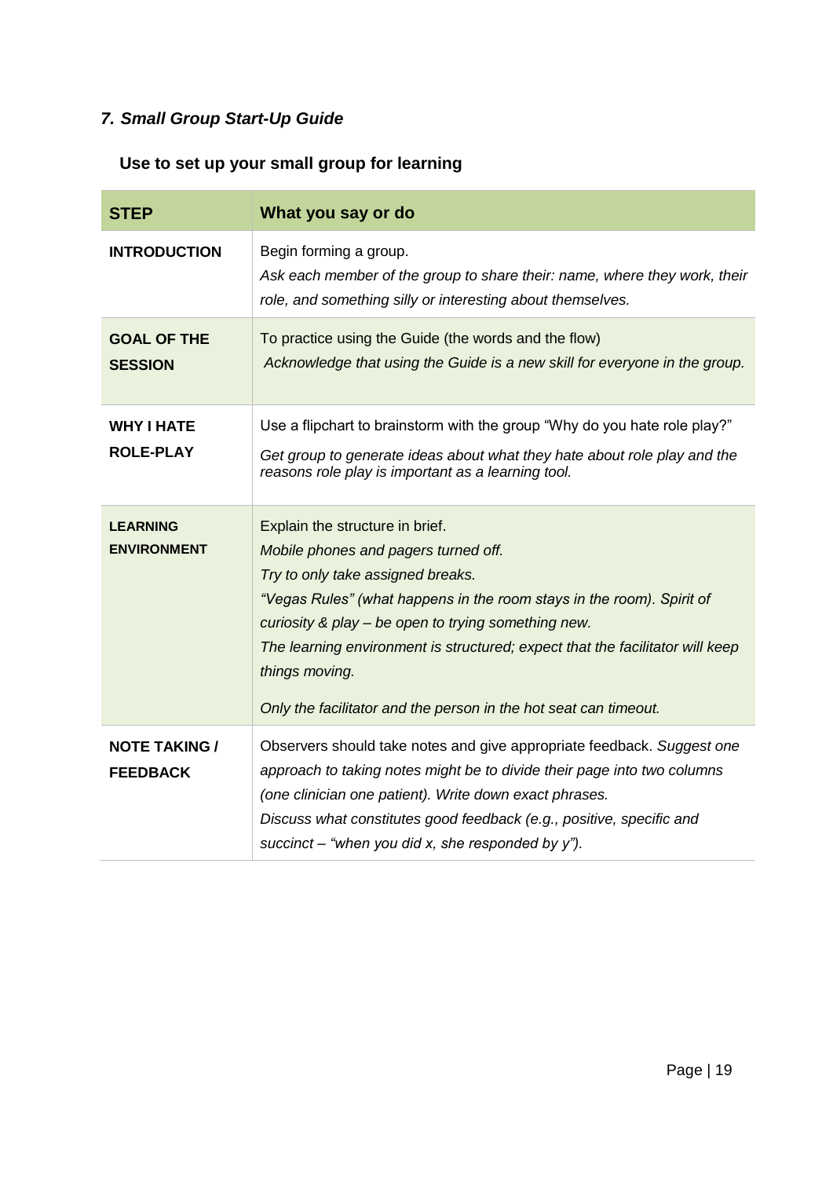### *7. Small Group Start-Up Guide*

**Use to set up your small group for learning**

| STEP | What you say or do |
|---|---|
| **INTRODUCTION** | Begin forming a group.<br>*Ask each member of the group to share their: name, where they work, their role, and something silly or interesting about themselves.* |
| **GOAL OF THE SESSION** | To practice using the Guide (the words and the flow)<br>*Acknowledge that using the Guide is a new skill for everyone in the group.* |
| **WHY I HATE ROLE-PLAY** | Use a flipchart to brainstorm with the group "Why do you hate role play?"<br>*Get group to generate ideas about what they hate about role play and the reasons role play is important as a learning tool.* |
| **LEARNING ENVIRONMENT** | Explain the structure in brief.<br>*Mobile phones and pagers turned off.*<br>*Try to only take assigned breaks.*<br>*"Vegas Rules" (what happens in the room stays in the room). Spirit of curiosity & play – be open to trying something new.*<br>*The learning environment is structured; expect that the facilitator will keep things moving.*<br><br>*Only the facilitator and the person in the hot seat can timeout.* |
| **NOTE TAKING / FEEDBACK** | Observers should take notes and give appropriate feedback. *Suggest one approach to taking notes might be to divide their page into two columns (one clinician one patient). Write down exact phrases.*<br>*Discuss what constitutes good feedback (e.g., positive, specific and succinct – "when you did x, she responded by y").* |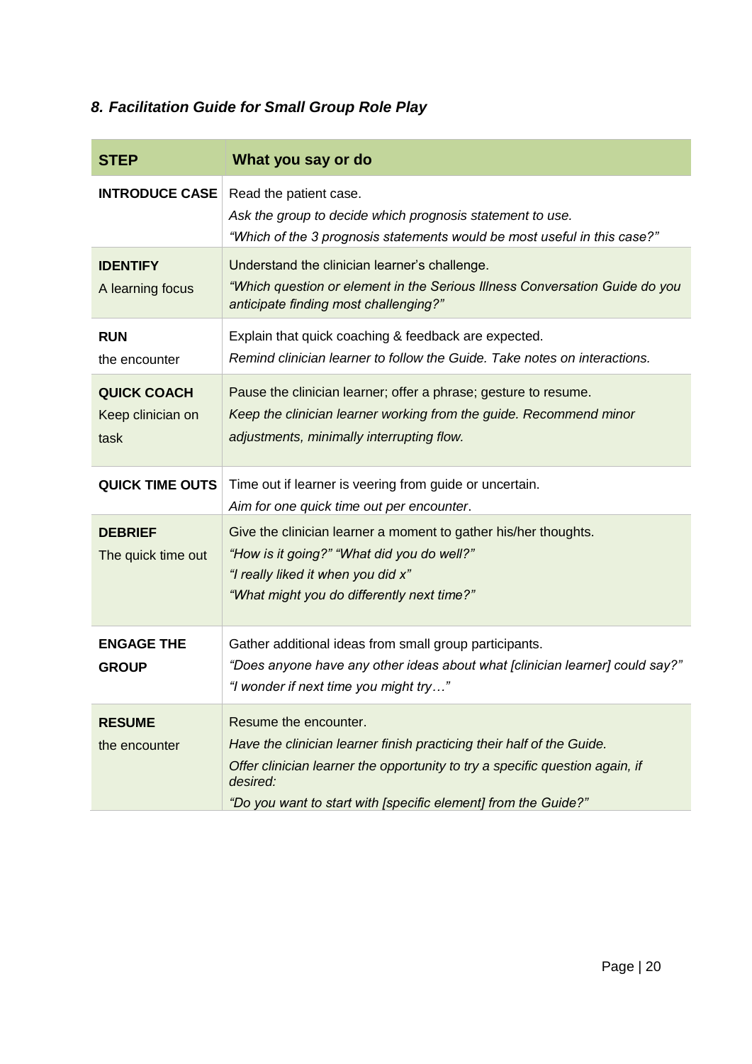### *8. Facilitation Guide for Small Group Role Play*

| STEP | What you say or do |
|---|---|
| **INTRODUCE CASE** | Read the patient case.<br>*Ask the group to decide which prognosis statement to use.*<br>*"Which of the 3 prognosis statements would be most useful in this case?"* |
| **IDENTIFY**<br>A learning focus | Understand the clinician learner's challenge.<br>*"Which question or element in the Serious Illness Conversation Guide do you anticipate finding most challenging?"* |
| **RUN**<br>the encounter | Explain that quick coaching & feedback are expected.<br>*Remind clinician learner to follow the Guide. Take notes on interactions.* |
| **QUICK COACH**<br>Keep clinician on task | Pause the clinician learner; offer a phrase; gesture to resume.<br>*Keep the clinician learner working from the guide. Recommend minor adjustments, minimally interrupting flow.* |
| **QUICK TIME OUTS** | Time out if learner is veering from guide or uncertain.<br>*Aim for one quick time out per encounter*. |
| **DEBRIEF**<br>The quick time out | Give the clinician learner a moment to gather his/her thoughts.<br>*"How is it going?" "What did you do well?"*<br>*"I really liked it when you did x"*<br>*"What might you do differently next time?"* |
| **ENGAGE THE GROUP** | Gather additional ideas from small group participants.<br>*"Does anyone have any other ideas about what [clinician learner] could say?"*<br>*"I wonder if next time you might try…"* |
| **RESUME**<br>the encounter | Resume the encounter.<br>*Have the clinician learner finish practicing their half of the Guide.*<br>*Offer clinician learner the opportunity to try a specific question again, if desired:*<br>*"Do you want to start with [specific element] from the Guide?"* |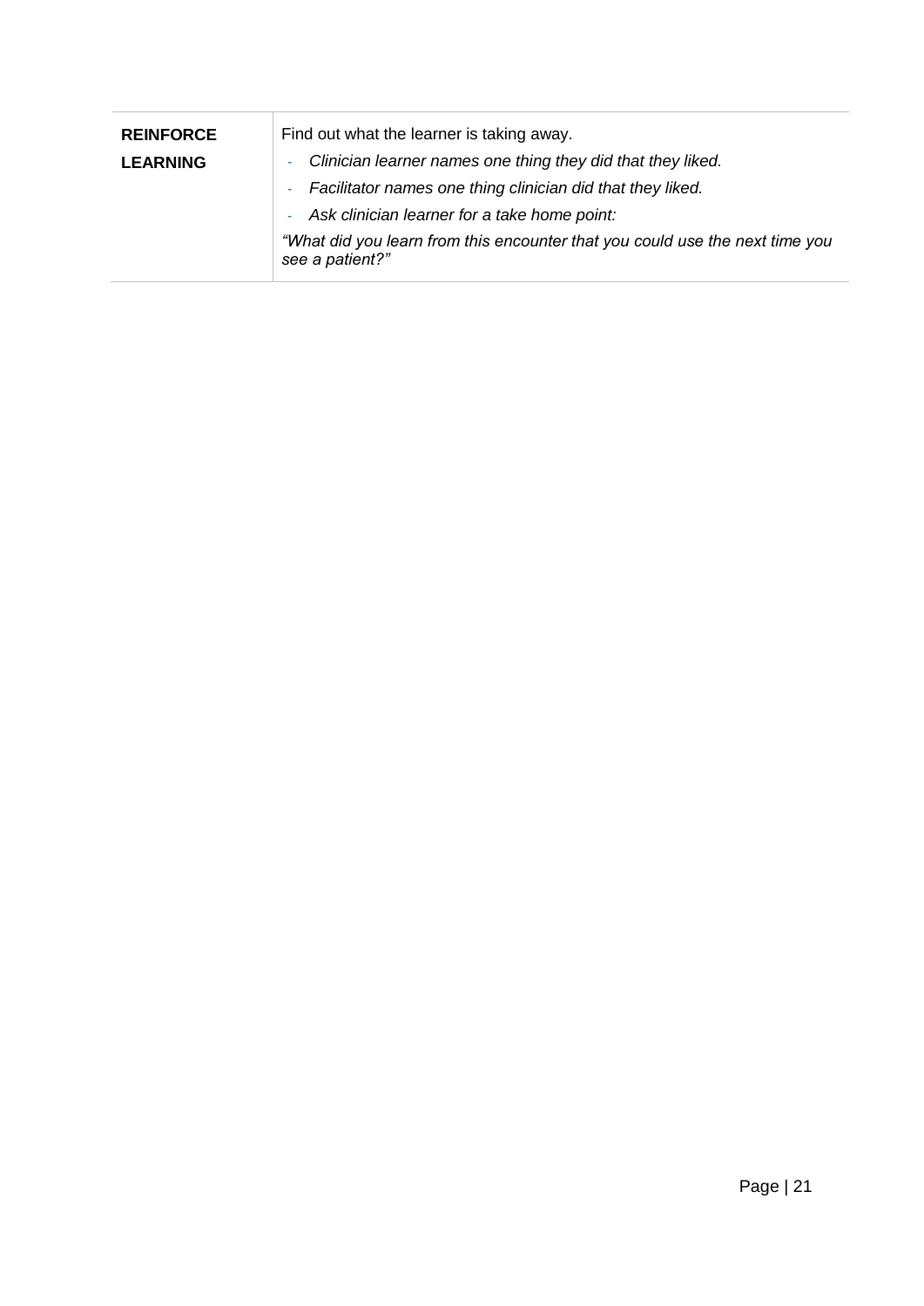| **REINFORCE LEARNING** | Find out what the learner is taking away.<br>- *Clinician learner names one thing they did that they liked.*<br>- *Facilitator names one thing clinician did that they liked.*<br>- *Ask clinician learner for a take home point:*<br>*"What did you learn from this encounter that you could use the next time you see a patient?"* |
|---|---|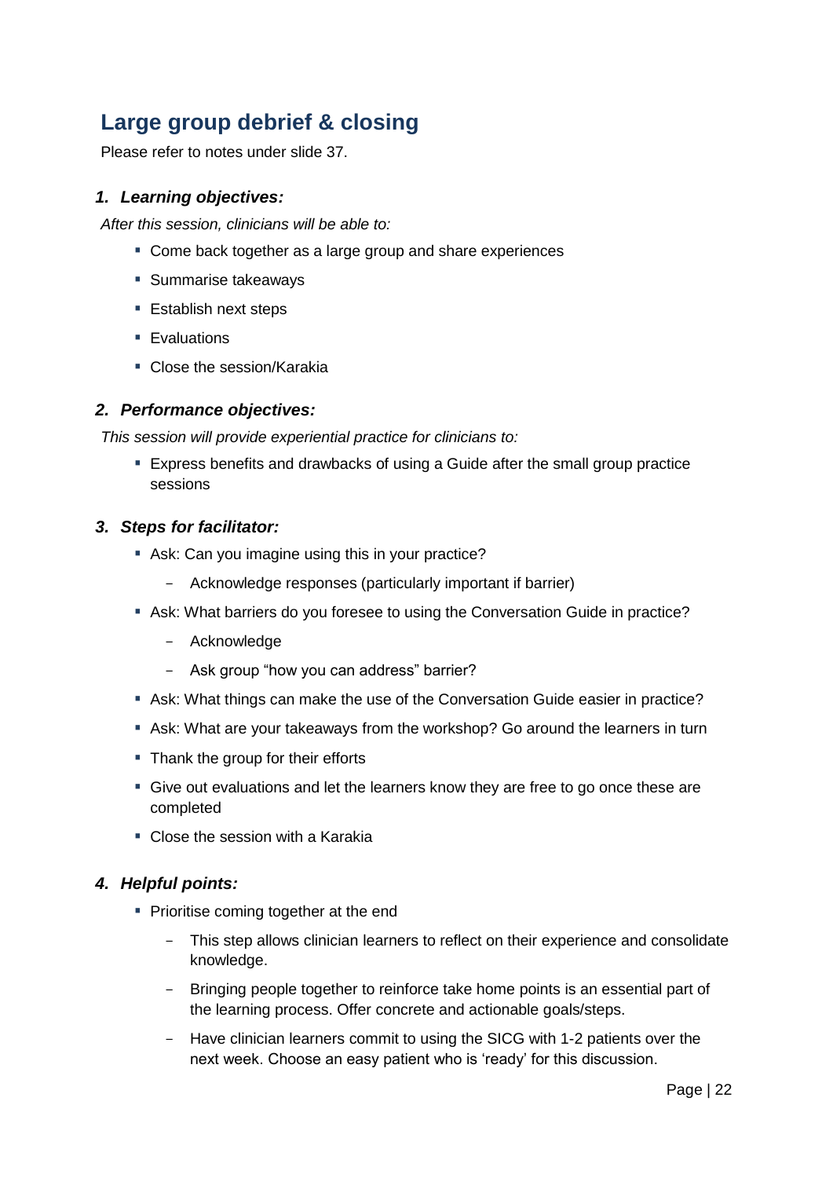## Large group debrief & closing

Please refer to notes under slide 37.

### *1. Learning objectives:*

*After this session, clinicians will be able to:*

- Come back together as a large group and share experiences
- Summarise takeaways
- Establish next steps
- Evaluations
- Close the session/Karakia

### *2. Performance objectives:*

*This session will provide experiential practice for clinicians to:*

- Express benefits and drawbacks of using a Guide after the small group practice sessions

### *3. Steps for facilitator:*

- Ask: Can you imagine using this in your practice?
  - Acknowledge responses (particularly important if barrier)
- Ask: What barriers do you foresee to using the Conversation Guide in practice?
  - Acknowledge
  - Ask group “how you can address” barrier?
- Ask: What things can make the use of the Conversation Guide easier in practice?
- Ask: What are your takeaways from the workshop? Go around the learners in turn
- Thank the group for their efforts
- Give out evaluations and let the learners know they are free to go once these are completed
- Close the session with a Karakia

### *4. Helpful points:*

- Prioritise coming together at the end
  - This step allows clinician learners to reflect on their experience and consolidate knowledge.
  - Bringing people together to reinforce take home points is an essential part of the learning process. Offer concrete and actionable goals/steps.
  - Have clinician learners commit to using the SICG with 1-2 patients over the next week. Choose an easy patient who is ‘ready’ for this discussion.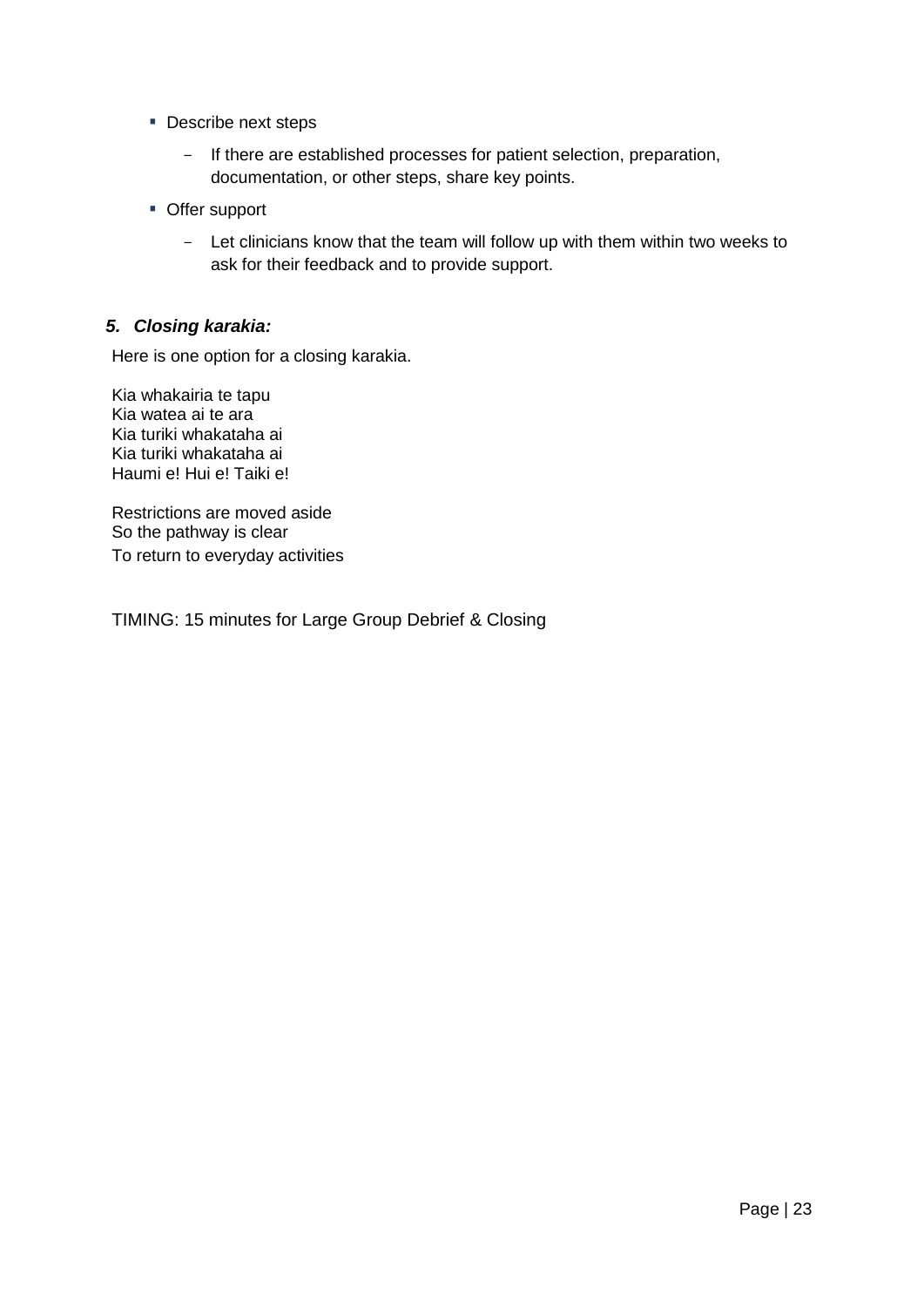- Describe next steps
  - If there are established processes for patient selection, preparation, documentation, or other steps, share key points.
- Offer support
  - Let clinicians know that the team will follow up with them within two weeks to ask for their feedback and to provide support.

### ***5. Closing karakia:***

Here is one option for a closing karakia.

Kia whakairia te tapu  
Kia watea ai te ara  
Kia turiki whakataha ai  
Kia turiki whakataha ai  
Haumi e! Hui e! Taiki e!

Restrictions are moved aside  
So the pathway is clear  
To return to everyday activities

TIMING: 15 minutes for Large Group Debrief & Closing